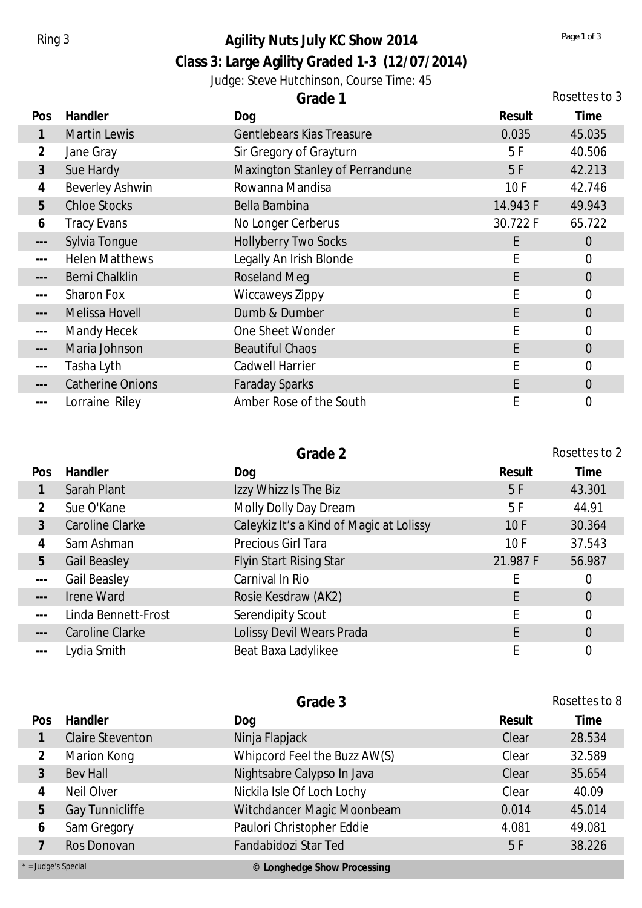Ring 3

# Agility Nuts July KC Show 2014

## Class 3: Large Agility Graded 1-3 (12/07/2014)

Judge: Steve Hutchinson, Course Time: 45

### Grade 1

Rosettes to 3

| Pos | Handler | Dog | Result | Time |
|---|---|---|---|---|
| 1 | Martin Lewis | Gentlebears Kias Treasure | 0.035 | 45.035 |
| 2 | Jane Gray | Sir Gregory of Grayturn | 5 F | 40.506 |
| 3 | Sue Hardy | Maxington Stanley of Perrandune | 5 F | 42.213 |
| 4 | Beverley Ashwin | Rowanna Mandisa | 10 F | 42.746 |
| 5 | Chloe Stocks | Bella Bambina | 14.943 F | 49.943 |
| 6 | Tracy Evans | No Longer Cerberus | 30.722 F | 65.722 |
| --- | Sylvia Tongue | Hollyberry Two Socks | E | 0 |
| --- | Helen Matthews | Legally An Irish Blonde | E | 0 |
| --- | Berni Chalklin | Roseland Meg | E | 0 |
| --- | Sharon Fox | Wiccaweys Zippy | E | 0 |
| --- | Melissa Hovell | Dumb & Dumber | E | 0 |
| --- | Mandy Hecek | One Sheet Wonder | E | 0 |
| --- | Maria Johnson | Beautiful Chaos | E | 0 |
| --- | Tasha Lyth | Cadwell Harrier | E | 0 |
| --- | Catherine Onions | Faraday Sparks | E | 0 |
| --- | Lorraine Riley | Amber Rose of the South | E | 0 |

### Grade 2

Rosettes to 2

| Pos | Handler | Dog | Result | Time |
|---|---|---|---|---|
| 1 | Sarah Plant | Izzy Whizz Is The Biz | 5 F | 43.301 |
| 2 | Sue O'Kane | Molly Dolly Day Dream | 5 F | 44.91 |
| 3 | Caroline Clarke | Caleykiz It's a Kind of Magic at Lolissy | 10 F | 30.364 |
| 4 | Sam Ashman | Precious Girl Tara | 10 F | 37.543 |
| 5 | Gail Beasley | Flyin Start Rising Star | 21.987 F | 56.987 |
| --- | Gail Beasley | Carnival In Rio | E | 0 |
| --- | Irene Ward | Rosie Kesdraw (AK2) | E | 0 |
| --- | Linda Bennett-Frost | Serendipity Scout | E | 0 |
| --- | Caroline Clarke | Lolissy Devil Wears Prada | E | 0 |
| --- | Lydia Smith | Beat Baxa Ladylikee | E | 0 |

### Grade 3

Rosettes to 8

| Pos | Handler | Dog | Result | Time |
|---|---|---|---|---|
| 1 | Claire Steventon | Ninja Flapjack | Clear | 28.534 |
| 2 | Marion Kong | Whipcord Feel the Buzz AW(S) | Clear | 32.589 |
| 3 | Bev Hall | Nightsabre Calypso In Java | Clear | 35.654 |
| 4 | Neil Olver | Nickila Isle Of Loch Lochy | Clear | 40.09 |
| 5 | Gay Tunnicliffe | Witchdancer Magic Moonbeam | 0.014 | 45.014 |
| 6 | Sam Gregory | Paulori Christopher Eddie | 4.081 | 49.081 |
| 7 | Ros Donovan | Fandabidozi Star Ted | 5 F | 38.226 |

* = Judge's Special

© Longhedge Show Processing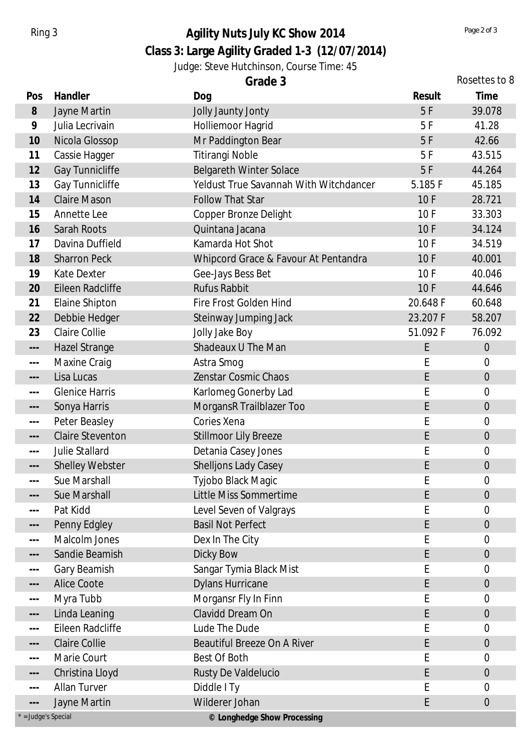Ring 3

# Agility Nuts July KC Show 2014

## Class 3: Large Agility Graded 1-3 (12/07/2014)

Judge: Steve Hutchinson, Course Time: 45

### Grade 3

Rosettes to 8

| Pos | Handler | Dog | Result | Time |
|---|---|---|---|---|
| 8 | Jayne Martin | Jolly Jaunty Jonty | 5 F | 39.078 |
| 9 | Julia Lecrivain | Holliemoor Hagrid | 5 F | 41.28 |
| 10 | Nicola Glossop | Mr Paddington Bear | 5 F | 42.66 |
| 11 | Cassie Hagger | Titirangi Noble | 5 F | 43.515 |
| 12 | Gay Tunnicliffe | Belgareth Winter Solace | 5 F | 44.264 |
| 13 | Gay Tunnicliffe | Yeldust True Savannah With Witchdancer | 5.185 F | 45.185 |
| 14 | Claire Mason | Follow That Star | 10 F | 28.721 |
| 15 | Annette Lee | Copper Bronze Delight | 10 F | 33.303 |
| 16 | Sarah Roots | Quintana Jacana | 10 F | 34.124 |
| 17 | Davina Duffield | Kamarda Hot Shot | 10 F | 34.519 |
| 18 | Sharron Peck | Whipcord Grace & Favour At Pentandra | 10 F | 40.001 |
| 19 | Kate Dexter | Gee-Jays Bess Bet | 10 F | 40.046 |
| 20 | Eileen Radcliffe | Rufus Rabbit | 10 F | 44.646 |
| 21 | Elaine Shipton | Fire Frost Golden Hind | 20.648 F | 60.648 |
| 22 | Debbie Hedger | Steinway Jumping Jack | 23.207 F | 58.207 |
| 23 | Claire Collie | Jolly Jake Boy | 51.092 F | 76.092 |
| --- | Hazel Strange | Shadeaux U The Man | E | 0 |
| --- | Maxine Craig | Astra Smog | E | 0 |
| --- | Lisa Lucas | Zenstar Cosmic Chaos | E | 0 |
| --- | Glenice Harris | Karlomeg Gonerby Lad | E | 0 |
| --- | Sonya Harris | MorgansR Trailblazer Too | E | 0 |
| --- | Peter Beasley | Cories Xena | E | 0 |
| --- | Claire Steventon | Stillmoor Lily Breeze | E | 0 |
| --- | Julie Stallard | Detania Casey Jones | E | 0 |
| --- | Shelley Webster | Shelljons Lady Casey | E | 0 |
| --- | Sue Marshall | Tyjobo Black Magic | E | 0 |
| --- | Sue Marshall | Little Miss Sommertime | E | 0 |
| --- | Pat Kidd | Level Seven of Valgrays | E | 0 |
| --- | Penny Edgley | Basil Not Perfect | E | 0 |
| --- | Malcolm Jones | Dex In The City | E | 0 |
| --- | Sandie Beamish | Dicky Bow | E | 0 |
| --- | Gary Beamish | Sangar Tymia Black Mist | E | 0 |
| --- | Alice Coote | Dylans Hurricane | E | 0 |
| --- | Myra Tubb | Morgansr Fly In Finn | E | 0 |
| --- | Linda Leaning | Clavidd Dream On | E | 0 |
| --- | Eileen Radcliffe | Lude The Dude | E | 0 |
| --- | Claire Collie | Beautiful Breeze On A River | E | 0 |
| --- | Marie Court | Best Of Both | E | 0 |
| --- | Christina Lloyd | Rusty De Valdelucio | E | 0 |
| --- | Allan Turver | Diddle I Ty | E | 0 |
| --- | Jayne Martin | Wilderer Johan | E | 0 |

* = Judge's Special

**© Longhedge Show Processing**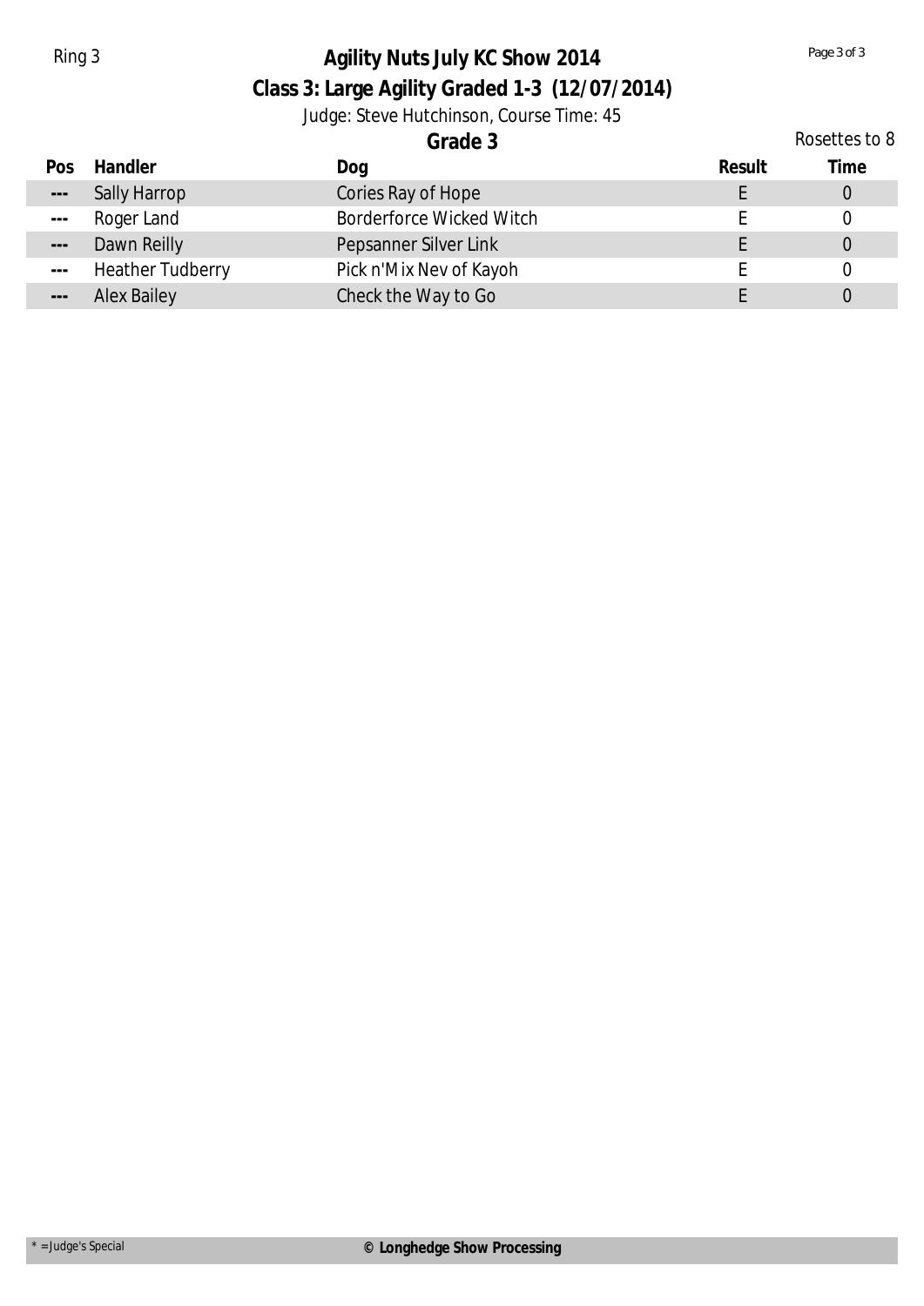Ring 3

# Agility Nuts July KC Show 2014

## Class 3: Large Agility Graded 1-3 (12/07/2014)

Judge: Steve Hutchinson, Course Time: 45

### Grade 3

Rosettes to 8

| Pos | Handler | Dog | Result | Time |
|---|---|---|---|---|
| --- | Sally Harrop | Cories Ray of Hope | E | 0 |
| --- | Roger Land | Borderforce Wicked Witch | E | 0 |
| --- | Dawn Reilly | Pepsanner Silver Link | E | 0 |
| --- | Heather Tudberry | Pick n'Mix Nev of Kayoh | E | 0 |
| --- | Alex Bailey | Check the Way to Go | E | 0 |

* = Judge's Special

© Longhedge Show Processing